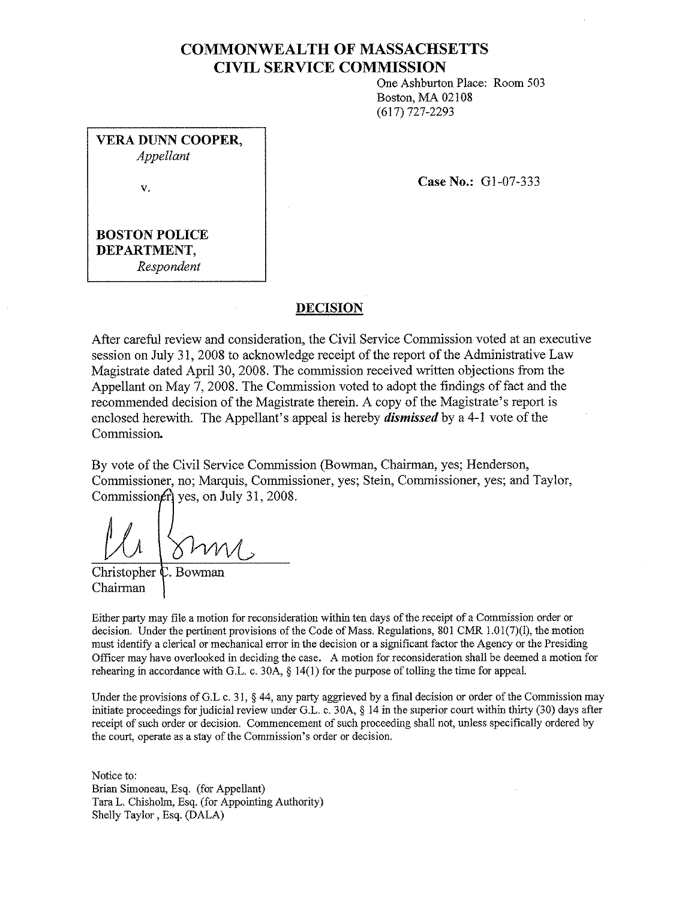# COMMONWEALTH OF MASSACHSETTS
# CIVIL SERVICE COMMISSION

One Ashburton Place: Room 503
Boston, MA 02108
(617) 727-2293

**VERA DUNN COOPER,**
*Appellant*

v.

**BOSTON POLICE DEPARTMENT,**
*Respondent*

**Case No.:** G1-07-333

## DECISION

After careful review and consideration, the Civil Service Commission voted at an executive session on July 31, 2008 to acknowledge receipt of the report of the Administrative Law Magistrate dated April 30, 2008. The commission received written objections from the Appellant on May 7, 2008. The Commission voted to adopt the findings of fact and the recommended decision of the Magistrate therein. A copy of the Magistrate's report is enclosed herewith. The Appellant's appeal is hereby ***dismissed*** by a 4-1 vote of the Commission.

By vote of the Civil Service Commission (Bowman, Chairman, yes; Henderson, Commissioner, no; Marquis, Commissioner, yes; Stein, Commissioner, yes; and Taylor, Commissioner, yes, on July 31, 2008.

Christopher C. Bowman
Chairman

Either party may file a motion for reconsideration within ten days of the receipt of a Commission order or decision. Under the pertinent provisions of the Code of Mass. Regulations, 801 CMR 1.01(7)(l), the motion must identify a clerical or mechanical error in the decision or a significant factor the Agency or the Presiding Officer may have overlooked in deciding the case. A motion for reconsideration shall be deemed a motion for rehearing in accordance with G.L. c. 30A, § 14(1) for the purpose of tolling the time for appeal.

Under the provisions of G.L c. 31, § 44, any party aggrieved by a final decision or order of the Commission may initiate proceedings for judicial review under G.L. c. 30A, § 14 in the superior court within thirty (30) days after receipt of such order or decision. Commencement of such proceeding shall not, unless specifically ordered by the court, operate as a stay of the Commission's order or decision.

Notice to:
Brian Simoneau, Esq. (for Appellant)
Tara L. Chisholm, Esq. (for Appointing Authority)
Shelly Taylor , Esq. (DALA)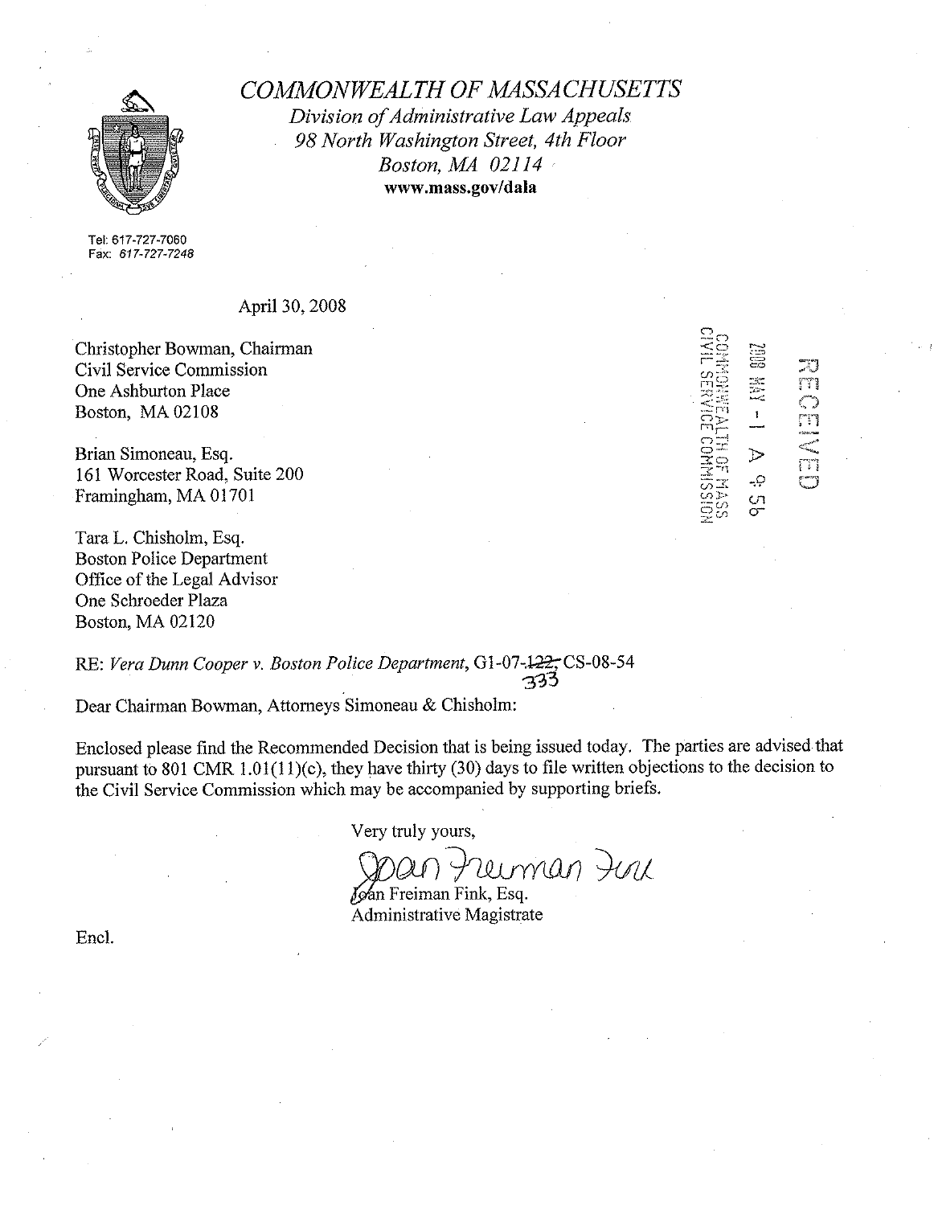# *COMMONWEALTH OF MASSACHUSETTS*

*Division of Administrative Law Appeals*
*98 North Washington Street, 4th Floor*
*Boston, MA 02114*
**www.mass.gov/dala**

Tel: 617-727-7060
Fax: 617-727-7248

April 30, 2008

RECEIVED
2008 MAY -1 A 9:56
COMMONWEALTH OF MASS
CIVIL SERVICE COMMISSION

Christopher Bowman, Chairman
Civil Service Commission
One Ashburton Place
Boston, MA 02108

Brian Simoneau, Esq.
161 Worcester Road, Suite 200
Framingham, MA 01701

Tara L. Chisholm, Esq.
Boston Police Department
Office of the Legal Advisor
One Schroeder Plaza
Boston, MA 02120

RE: *Vera Dunn Cooper v. Boston Police Department*, G1-07-~~122~~ 333, CS-08-54

Dear Chairman Bowman, Attorneys Simoneau & Chisholm:

Enclosed please find the Recommended Decision that is being issued today. The parties are advised that pursuant to 801 CMR 1.01(11)(c), they have thirty (30) days to file written objections to the decision to the Civil Service Commission which may be accompanied by supporting briefs.

Very truly yours,

*Joan Freiman Fink*

Joan Freiman Fink, Esq.
Administrative Magistrate

Encl.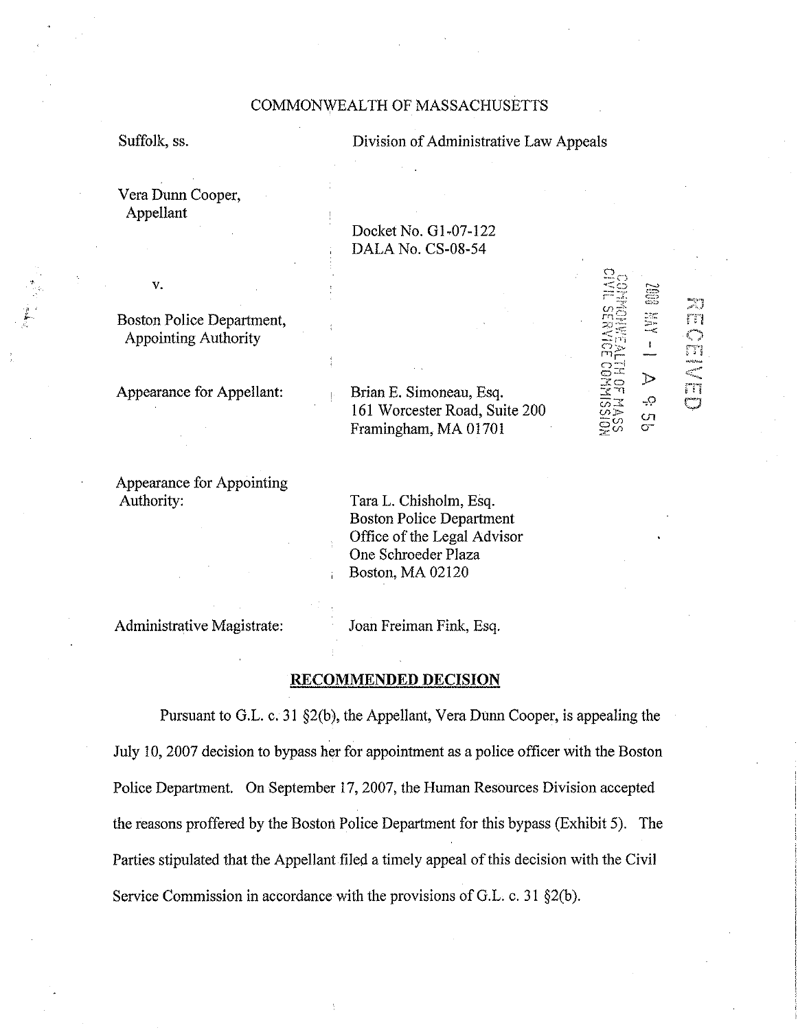COMMONWEALTH OF MASSACHUSETTS

Suffolk, ss.

Division of Administrative Law Appeals

Vera Dunn Cooper,
Appellant

Docket No. G1-07-122
DALA No. CS-08-54

v.

Boston Police Department,
Appointing Authority

RECEIVED
2008 MAY -1 A 9:56
COMMONWEALTH OF MASS
CIVIL SERVICE COMMISSION

Appearance for Appellant:

Brian E. Simoneau, Esq.
161 Worcester Road, Suite 200
Framingham, MA 01701

Appearance for Appointing Authority:

Tara L. Chisholm, Esq.
Boston Police Department
Office of the Legal Advisor
One Schroeder Plaza
Boston, MA 02120

Administrative Magistrate:

Joan Freiman Fink, Esq.

## RECOMMENDED DECISION

Pursuant to G.L. c. 31 §2(b), the Appellant, Vera Dunn Cooper, is appealing the July 10, 2007 decision to bypass her for appointment as a police officer with the Boston Police Department. On September 17, 2007, the Human Resources Division accepted the reasons proffered by the Boston Police Department for this bypass (Exhibit 5). The Parties stipulated that the Appellant filed a timely appeal of this decision with the Civil Service Commission in accordance with the provisions of G.L. c. 31 §2(b).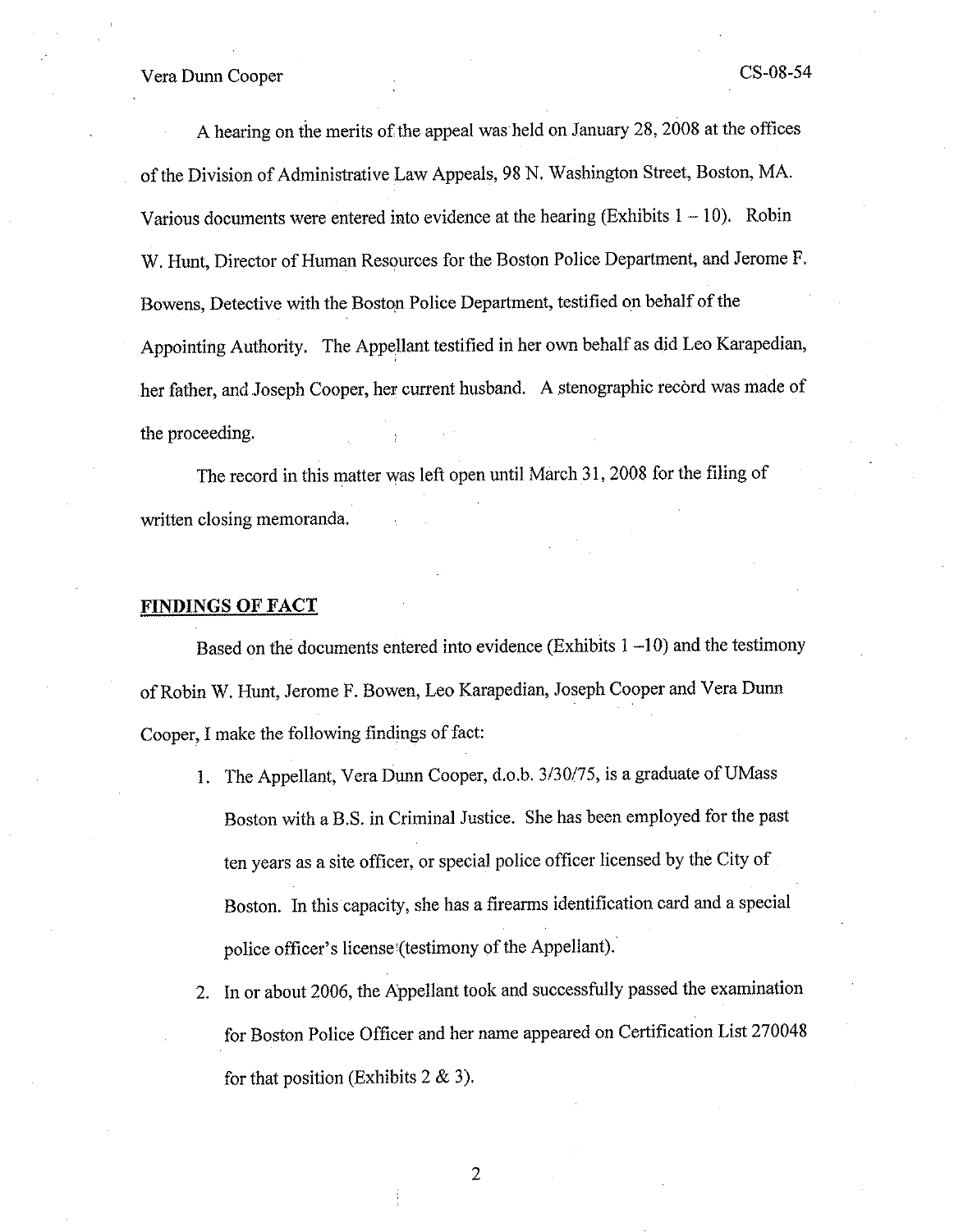A hearing on the merits of the appeal was held on January 28, 2008 at the offices of the Division of Administrative Law Appeals, 98 N. Washington Street, Boston, MA. Various documents were entered into evidence at the hearing (Exhibits 1 – 10). Robin W. Hunt, Director of Human Resources for the Boston Police Department, and Jerome F. Bowens, Detective with the Boston Police Department, testified on behalf of the Appointing Authority. The Appellant testified in her own behalf as did Leo Karapedian, her father, and Joseph Cooper, her current husband. A stenographic record was made of the proceeding.

The record in this matter was left open until March 31, 2008 for the filing of written closing memoranda.

## FINDINGS OF FACT

Based on the documents entered into evidence (Exhibits 1 –10) and the testimony of Robin W. Hunt, Jerome F. Bowen, Leo Karapedian, Joseph Cooper and Vera Dunn Cooper, I make the following findings of fact:

1. The Appellant, Vera Dunn Cooper, d.o.b. 3/30/75, is a graduate of UMass Boston with a B.S. in Criminal Justice. She has been employed for the past ten years as a site officer, or special police officer licensed by the City of Boston. In this capacity, she has a firearms identification card and a special police officer's license (testimony of the Appellant).
2. In or about 2006, the Appellant took and successfully passed the examination for Boston Police Officer and her name appeared on Certification List 270048 for that position (Exhibits 2 & 3).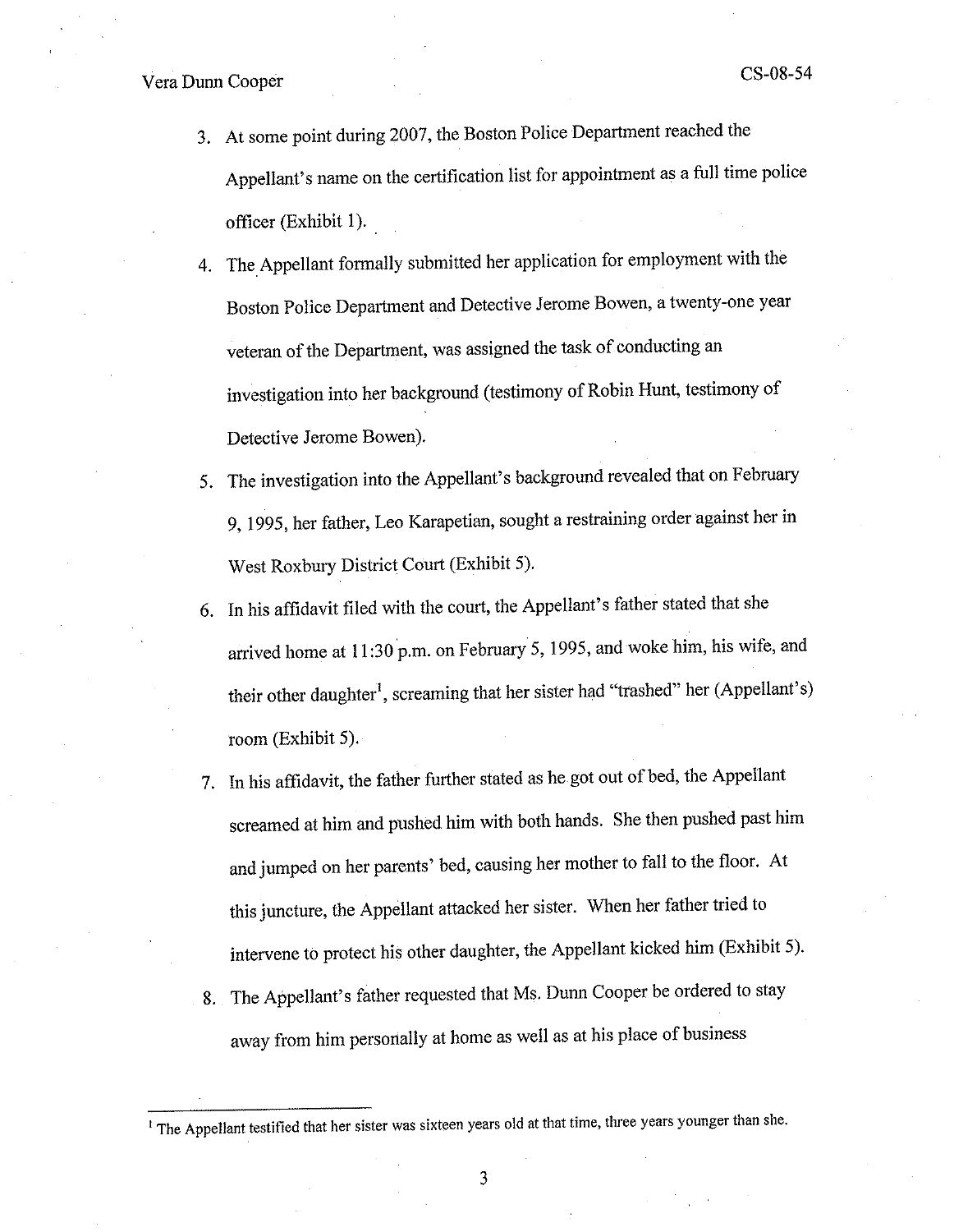3. At some point during 2007, the Boston Police Department reached the Appellant's name on the certification list for appointment as a full time police officer (Exhibit 1).
4. The Appellant formally submitted her application for employment with the Boston Police Department and Detective Jerome Bowen, a twenty-one year veteran of the Department, was assigned the task of conducting an investigation into her background (testimony of Robin Hunt, testimony of Detective Jerome Bowen).
5. The investigation into the Appellant's background revealed that on February 9, 1995, her father, Leo Karapetian, sought a restraining order against her in West Roxbury District Court (Exhibit 5).
6. In his affidavit filed with the court, the Appellant's father stated that she arrived home at 11:30 p.m. on February 5, 1995, and woke him, his wife, and their other daughter[1], screaming that her sister had "trashed" her (Appellant's) room (Exhibit 5).
7. In his affidavit, the father further stated as he got out of bed, the Appellant screamed at him and pushed him with both hands. She then pushed past him and jumped on her parents' bed, causing her mother to fall to the floor. At this juncture, the Appellant attacked her sister. When her father tried to intervene to protect his other daughter, the Appellant kicked him (Exhibit 5).
8. The Appellant's father requested that Ms. Dunn Cooper be ordered to stay away from him personally at home as well as at his place of business

[1] The Appellant testified that her sister was sixteen years old at that time, three years younger than she.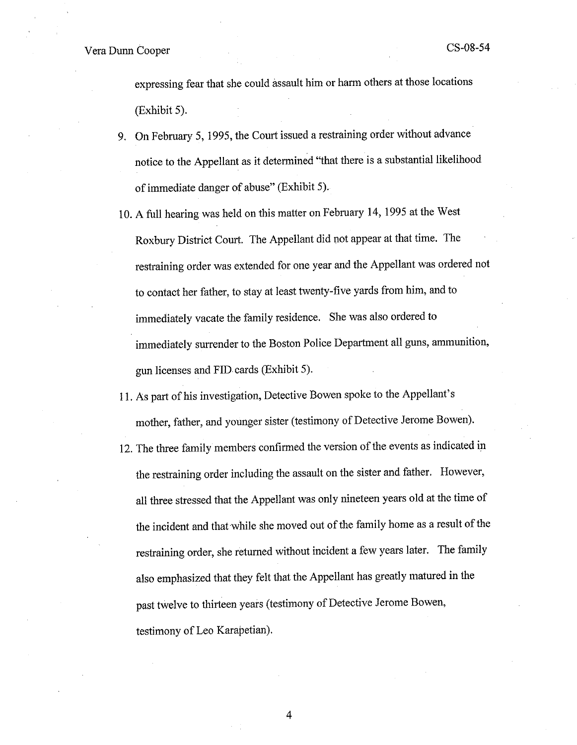expressing fear that she could assault him or harm others at those locations (Exhibit 5).

9. On February 5, 1995, the Court issued a restraining order without advance notice to the Appellant as it determined "that there is a substantial likelihood of immediate danger of abuse" (Exhibit 5).

10. A full hearing was held on this matter on February 14, 1995 at the West Roxbury District Court. The Appellant did not appear at that time. The restraining order was extended for one year and the Appellant was ordered not to contact her father, to stay at least twenty-five yards from him, and to immediately vacate the family residence. She was also ordered to immediately surrender to the Boston Police Department all guns, ammunition, gun licenses and FID cards (Exhibit 5).

11. As part of his investigation, Detective Bowen spoke to the Appellant's mother, father, and younger sister (testimony of Detective Jerome Bowen).

12. The three family members confirmed the version of the events as indicated in the restraining order including the assault on the sister and father. However, all three stressed that the Appellant was only nineteen years old at the time of the incident and that while she moved out of the family home as a result of the restraining order, she returned without incident a few years later. The family also emphasized that they felt that the Appellant has greatly matured in the past twelve to thirteen years (testimony of Detective Jerome Bowen, testimony of Leo Karapetian).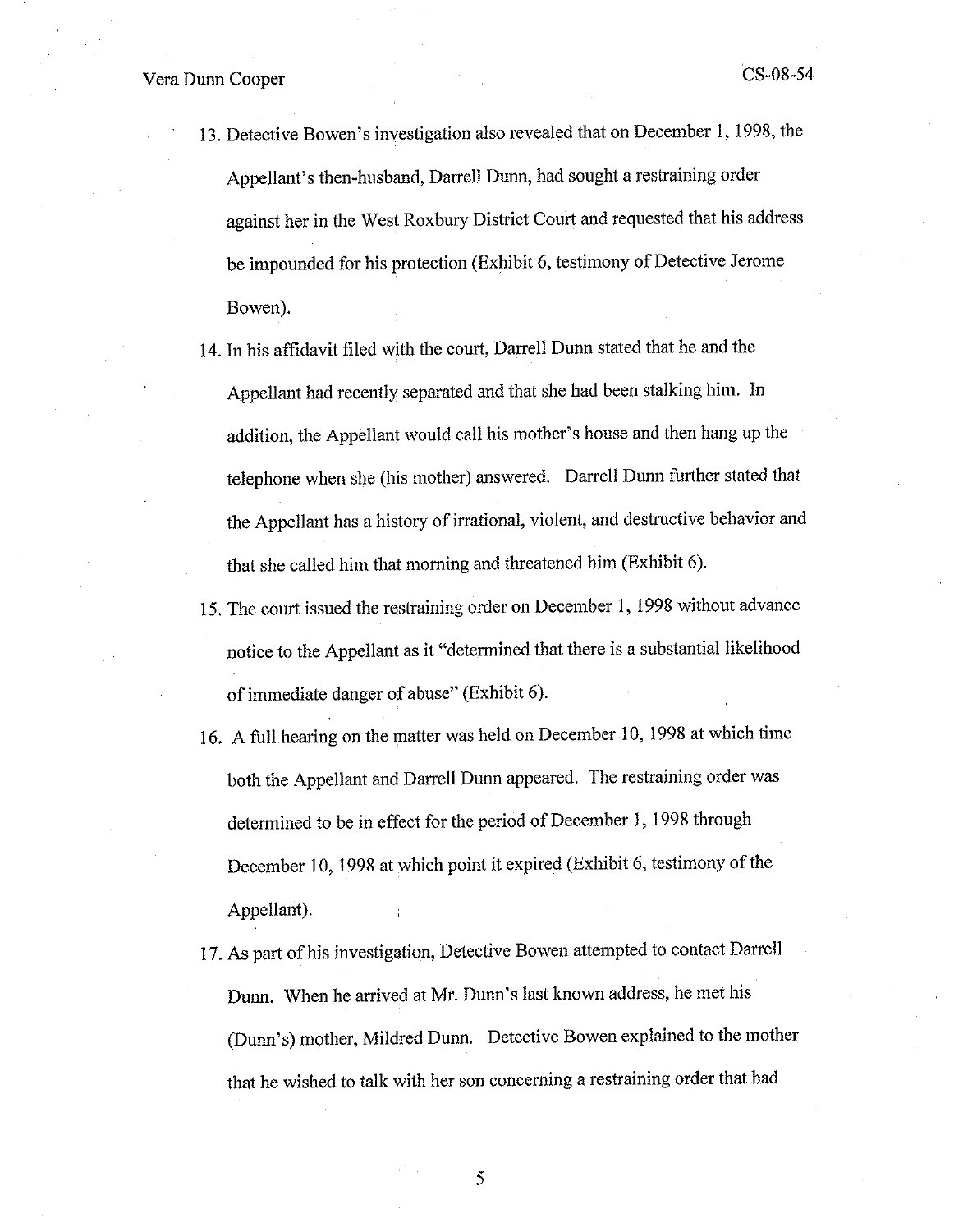13. Detective Bowen's investigation also revealed that on December 1, 1998, the Appellant's then-husband, Darrell Dunn, had sought a restraining order against her in the West Roxbury District Court and requested that his address be impounded for his protection (Exhibit 6, testimony of Detective Jerome Bowen).

14. In his affidavit filed with the court, Darrell Dunn stated that he and the Appellant had recently separated and that she had been stalking him. In addition, the Appellant would call his mother's house and then hang up the telephone when she (his mother) answered. Darrell Dunn further stated that the Appellant has a history of irrational, violent, and destructive behavior and that she called him that morning and threatened him (Exhibit 6).

15. The court issued the restraining order on December 1, 1998 without advance notice to the Appellant as it "determined that there is a substantial likelihood of immediate danger of abuse" (Exhibit 6).

16. A full hearing on the matter was held on December 10, 1998 at which time both the Appellant and Darrell Dunn appeared. The restraining order was determined to be in effect for the period of December 1, 1998 through December 10, 1998 at which point it expired (Exhibit 6, testimony of the Appellant).

17. As part of his investigation, Detective Bowen attempted to contact Darrell Dunn. When he arrived at Mr. Dunn's last known address, he met his (Dunn's) mother, Mildred Dunn. Detective Bowen explained to the mother that he wished to talk with her son concerning a restraining order that had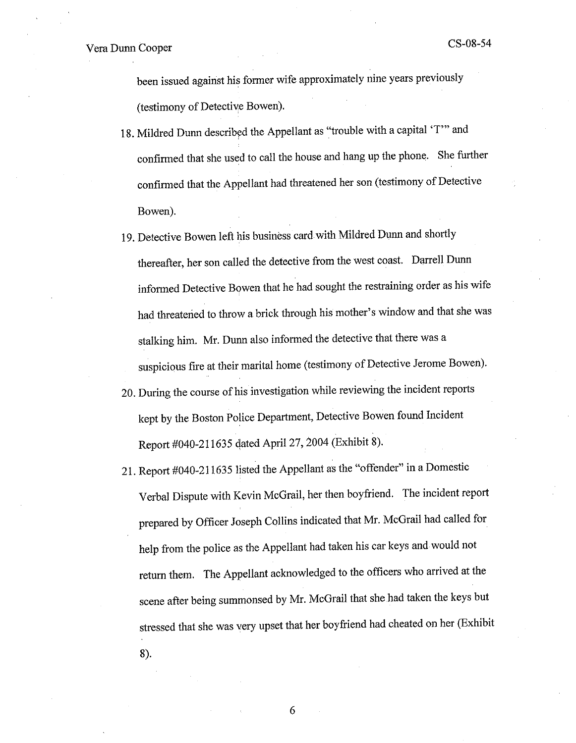been issued against his former wife approximately nine years previously (testimony of Detective Bowen).

18. Mildred Dunn described the Appellant as "trouble with a capital 'T'" and confirmed that she used to call the house and hang up the phone. She further confirmed that the Appellant had threatened her son (testimony of Detective Bowen).

19. Detective Bowen left his business card with Mildred Dunn and shortly thereafter, her son called the detective from the west coast. Darrell Dunn informed Detective Bowen that he had sought the restraining order as his wife had threatened to throw a brick through his mother's window and that she was stalking him. Mr. Dunn also informed the detective that there was a suspicious fire at their marital home (testimony of Detective Jerome Bowen).

20. During the course of his investigation while reviewing the incident reports kept by the Boston Police Department, Detective Bowen found Incident Report #040-211635 dated April 27, 2004 (Exhibit 8).

21. Report #040-211635 listed the Appellant as the "offender" in a Domestic Verbal Dispute with Kevin McGrail, her then boyfriend. The incident report prepared by Officer Joseph Collins indicated that Mr. McGrail had called for help from the police as the Appellant had taken his car keys and would not return them. The Appellant acknowledged to the officers who arrived at the scene after being summonsed by Mr. McGrail that she had taken the keys but stressed that she was very upset that her boyfriend had cheated on her (Exhibit 8).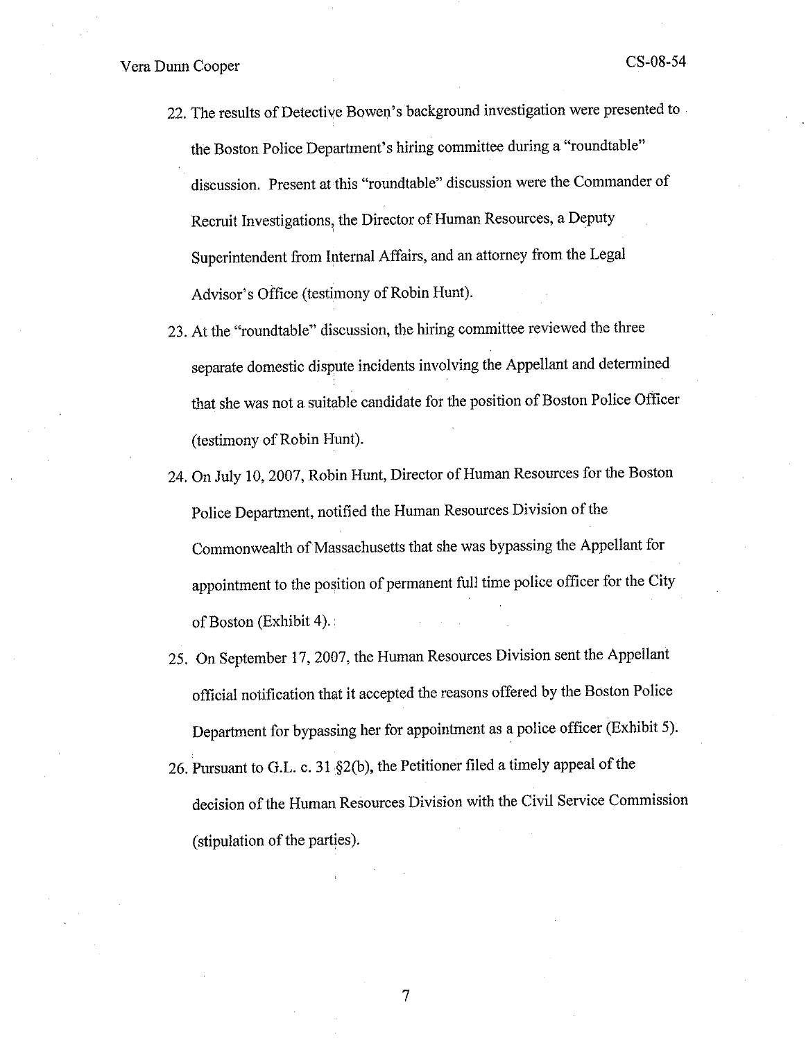22. The results of Detective Bowen's background investigation were presented to the Boston Police Department's hiring committee during a "roundtable" discussion. Present at this "roundtable" discussion were the Commander of Recruit Investigations, the Director of Human Resources, a Deputy Superintendent from Internal Affairs, and an attorney from the Legal Advisor's Office (testimony of Robin Hunt).
23. At the "roundtable" discussion, the hiring committee reviewed the three separate domestic dispute incidents involving the Appellant and determined that she was not a suitable candidate for the position of Boston Police Officer (testimony of Robin Hunt).
24. On July 10, 2007, Robin Hunt, Director of Human Resources for the Boston Police Department, notified the Human Resources Division of the Commonwealth of Massachusetts that she was bypassing the Appellant for appointment to the position of permanent full time police officer for the City of Boston (Exhibit 4).
25. On September 17, 2007, the Human Resources Division sent the Appellant official notification that it accepted the reasons offered by the Boston Police Department for bypassing her for appointment as a police officer (Exhibit 5).
26. Pursuant to G.L. c. 31 §2(b), the Petitioner filed a timely appeal of the decision of the Human Resources Division with the Civil Service Commission (stipulation of the parties).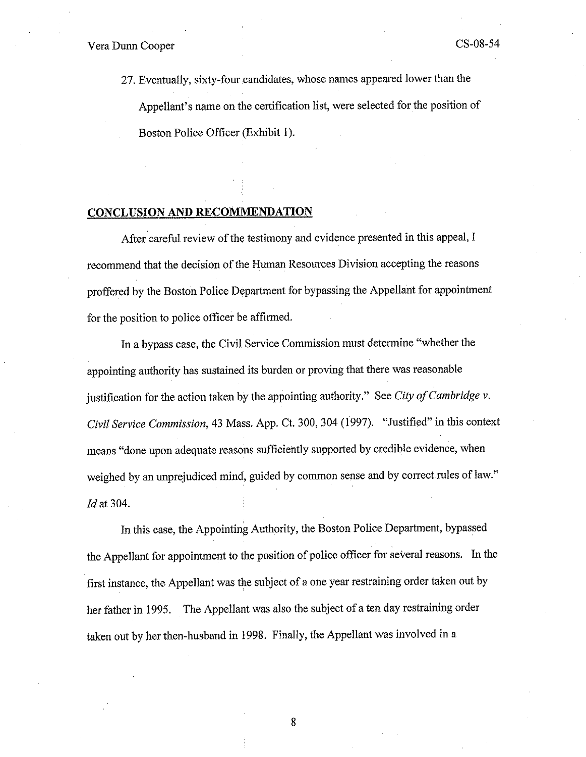27. Eventually, sixty-four candidates, whose names appeared lower than the Appellant's name on the certification list, were selected for the position of Boston Police Officer (Exhibit 1).

## CONCLUSION AND RECOMMENDATION

After careful review of the testimony and evidence presented in this appeal, I recommend that the decision of the Human Resources Division accepting the reasons proffered by the Boston Police Department for bypassing the Appellant for appointment for the position to police officer be affirmed.

In a bypass case, the Civil Service Commission must determine "whether the appointing authority has sustained its burden or proving that there was reasonable justification for the action taken by the appointing authority." See *City of Cambridge v. Civil Service Commission*, 43 Mass. App. Ct. 300, 304 (1997). "Justified" in this context means "done upon adequate reasons sufficiently supported by credible evidence, when weighed by an unprejudiced mind, guided by common sense and by correct rules of law." *Id* at 304.

In this case, the Appointing Authority, the Boston Police Department, bypassed the Appellant for appointment to the position of police officer for several reasons. In the first instance, the Appellant was the subject of a one year restraining order taken out by her father in 1995. The Appellant was also the subject of a ten day restraining order taken out by her then-husband in 1998. Finally, the Appellant was involved in a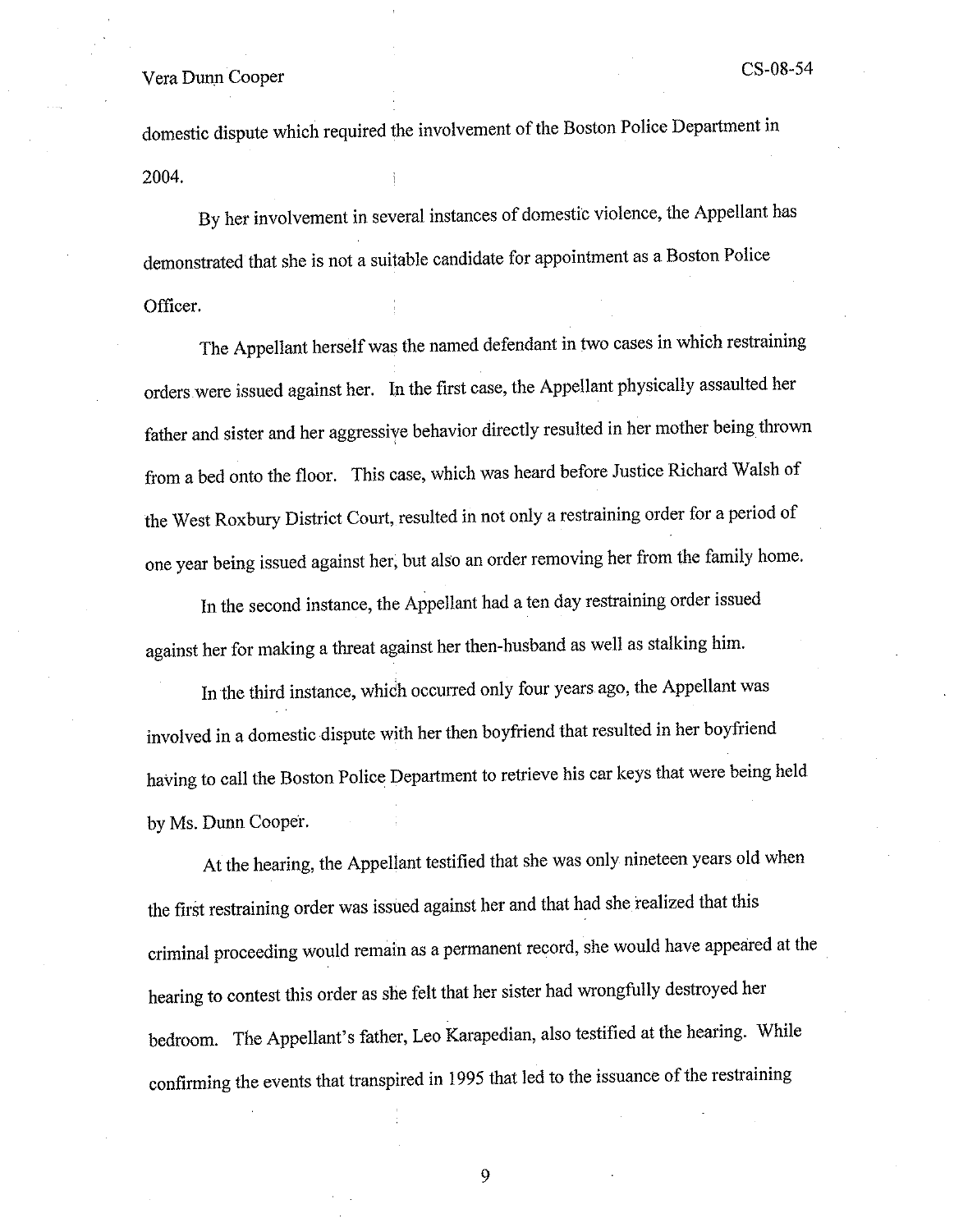domestic dispute which required the involvement of the Boston Police Department in 2004.

By her involvement in several instances of domestic violence, the Appellant has demonstrated that she is not a suitable candidate for appointment as a Boston Police Officer.

The Appellant herself was the named defendant in two cases in which restraining orders were issued against her. In the first case, the Appellant physically assaulted her father and sister and her aggressive behavior directly resulted in her mother being thrown from a bed onto the floor. This case, which was heard before Justice Richard Walsh of the West Roxbury District Court, resulted in not only a restraining order for a period of one year being issued against her, but also an order removing her from the family home.

In the second instance, the Appellant had a ten day restraining order issued against her for making a threat against her then-husband as well as stalking him.

In the third instance, which occurred only four years ago, the Appellant was involved in a domestic dispute with her then boyfriend that resulted in her boyfriend having to call the Boston Police Department to retrieve his car keys that were being held by Ms. Dunn Cooper.

At the hearing, the Appellant testified that she was only nineteen years old when the first restraining order was issued against her and that had she realized that this criminal proceeding would remain as a permanent record, she would have appeared at the hearing to contest this order as she felt that her sister had wrongfully destroyed her bedroom. The Appellant's father, Leo Karapedian, also testified at the hearing. While confirming the events that transpired in 1995 that led to the issuance of the restraining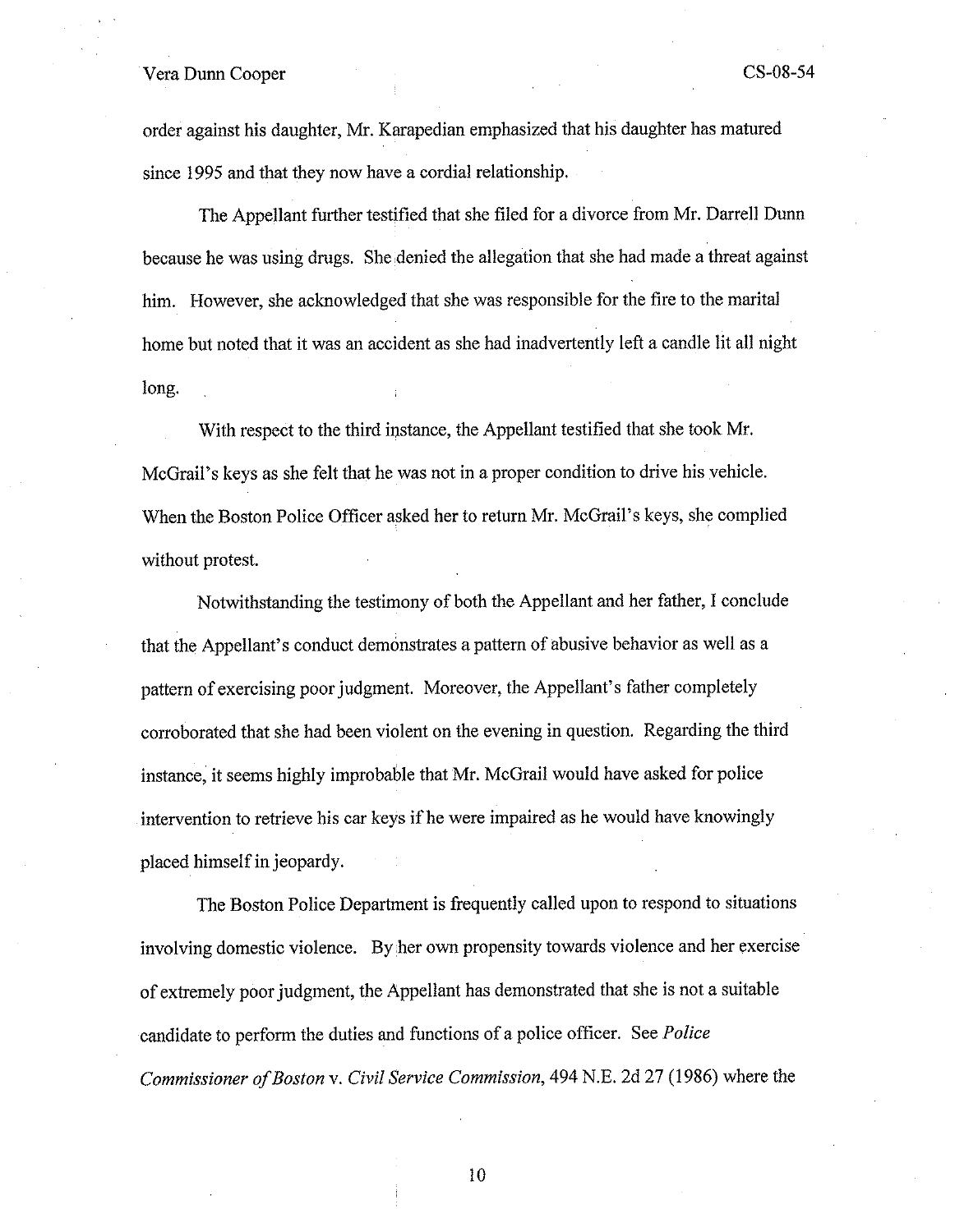order against his daughter, Mr. Karapedian emphasized that his daughter has matured since 1995 and that they now have a cordial relationship.

The Appellant further testified that she filed for a divorce from Mr. Darrell Dunn because he was using drugs. She denied the allegation that she had made a threat against him. However, she acknowledged that she was responsible for the fire to the marital home but noted that it was an accident as she had inadvertently left a candle lit all night long.

With respect to the third instance, the Appellant testified that she took Mr. McGrail's keys as she felt that he was not in a proper condition to drive his vehicle. When the Boston Police Officer asked her to return Mr. McGrail's keys, she complied without protest.

Notwithstanding the testimony of both the Appellant and her father, I conclude that the Appellant's conduct demonstrates a pattern of abusive behavior as well as a pattern of exercising poor judgment. Moreover, the Appellant's father completely corroborated that she had been violent on the evening in question. Regarding the third instance, it seems highly improbable that Mr. McGrail would have asked for police intervention to retrieve his car keys if he were impaired as he would have knowingly placed himself in jeopardy.

The Boston Police Department is frequently called upon to respond to situations involving domestic violence. By her own propensity towards violence and her exercise of extremely poor judgment, the Appellant has demonstrated that she is not a suitable candidate to perform the duties and functions of a police officer. See *Police Commissioner of Boston* v. *Civil Service Commission*, 494 N.E. 2d 27 (1986) where the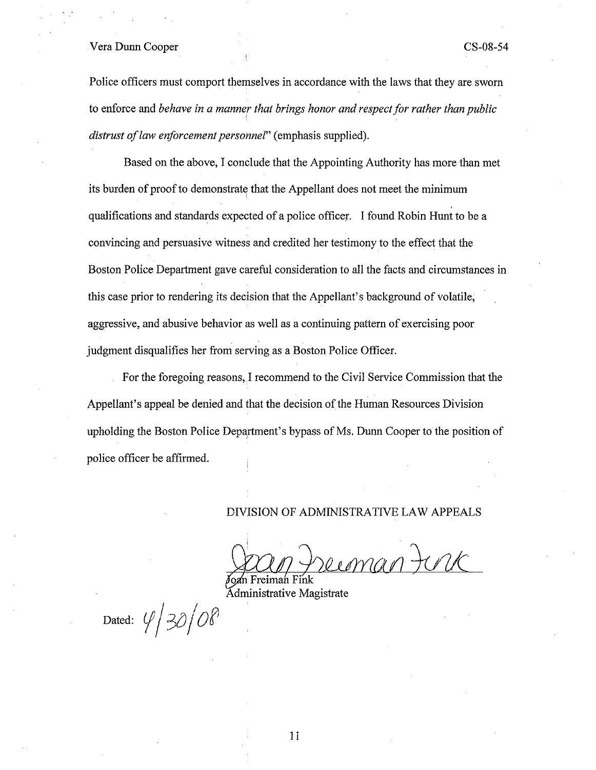Police officers must comport themselves in accordance with the laws that they are sworn to enforce and *behave in a manner that brings honor and respect for rather than public distrust of law enforcement personnel*" (emphasis supplied).

Based on the above, I conclude that the Appointing Authority has more than met its burden of proof to demonstrate that the Appellant does not meet the minimum qualifications and standards expected of a police officer. I found Robin Hunt to be a convincing and persuasive witness and credited her testimony to the effect that the Boston Police Department gave careful consideration to all the facts and circumstances in this case prior to rendering its decision that the Appellant's background of volatile, aggressive, and abusive behavior as well as a continuing pattern of exercising poor judgment disqualifies her from serving as a Boston Police Officer.

For the foregoing reasons, I recommend to the Civil Service Commission that the Appellant's appeal be denied and that the decision of the Human Resources Division upholding the Boston Police Department's bypass of Ms. Dunn Cooper to the position of police officer be affirmed.

DIVISION OF ADMINISTRATIVE LAW APPEALS

Joan Freiman Fink
Administrative Magistrate

Dated: 4/30/08